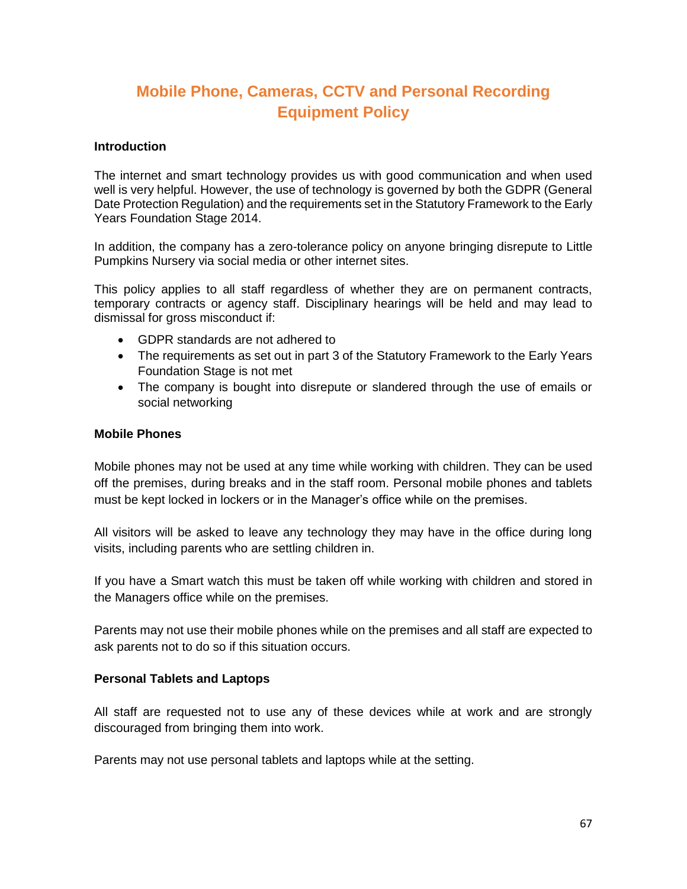# Mobile Phone, Cameras, CCTV and Personal Recording Equipment Policy

**Introduction**

The internet and smart technology provides us with good communication and when used well is very helpful. However, the use of technology is governed by both the GDPR (General Date Protection Regulation) and the requirements set in the Statutory Framework to the Early Years Foundation Stage 2014.

In addition, the company has a zero-tolerance policy on anyone bringing disrepute to Little Pumpkins Nursery via social media or other internet sites.

This policy applies to all staff regardless of whether they are on permanent contracts, temporary contracts or agency staff. Disciplinary hearings will be held and may lead to dismissal for gross misconduct if:

- GDPR standards are not adhered to
- The requirements as set out in part 3 of the Statutory Framework to the Early Years Foundation Stage is not met
- The company is bought into disrepute or slandered through the use of emails or social networking

**Mobile Phones**

Mobile phones may not be used at any time while working with children. They can be used off the premises, during breaks and in the staff room. Personal mobile phones and tablets must be kept locked in lockers or in the Manager's office while on the premises.

All visitors will be asked to leave any technology they may have in the office during long visits, including parents who are settling children in.

If you have a Smart watch this must be taken off while working with children and stored in the Managers office while on the premises.

Parents may not use their mobile phones while on the premises and all staff are expected to ask parents not to do so if this situation occurs.

**Personal Tablets and Laptops**

All staff are requested not to use any of these devices while at work and are strongly discouraged from bringing them into work.

Parents may not use personal tablets and laptops while at the setting.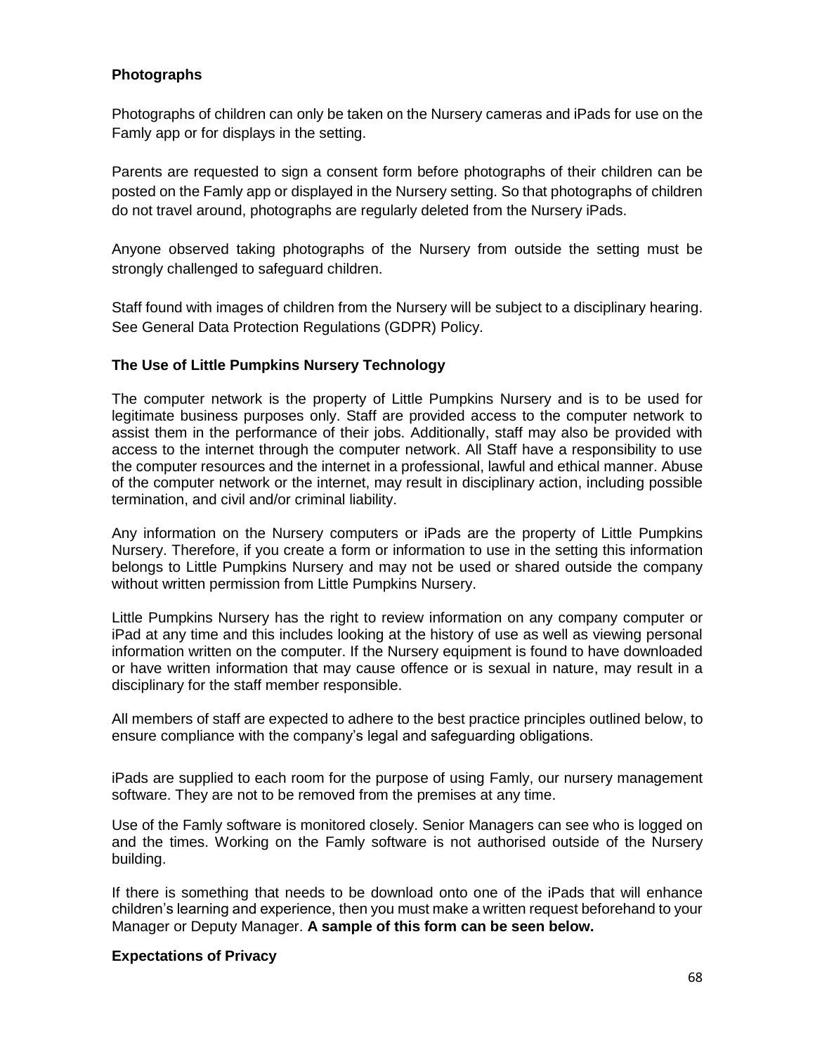**Photographs**

Photographs of children can only be taken on the Nursery cameras and iPads for use on the Famly app or for displays in the setting.

Parents are requested to sign a consent form before photographs of their children can be posted on the Famly app or displayed in the Nursery setting. So that photographs of children do not travel around, photographs are regularly deleted from the Nursery iPads.

Anyone observed taking photographs of the Nursery from outside the setting must be strongly challenged to safeguard children.

Staff found with images of children from the Nursery will be subject to a disciplinary hearing. See General Data Protection Regulations (GDPR) Policy.

**The Use of Little Pumpkins Nursery Technology**

The computer network is the property of Little Pumpkins Nursery and is to be used for legitimate business purposes only. Staff are provided access to the computer network to assist them in the performance of their jobs. Additionally, staff may also be provided with access to the internet through the computer network. All Staff have a responsibility to use the computer resources and the internet in a professional, lawful and ethical manner. Abuse of the computer network or the internet, may result in disciplinary action, including possible termination, and civil and/or criminal liability.

Any information on the Nursery computers or iPads are the property of Little Pumpkins Nursery. Therefore, if you create a form or information to use in the setting this information belongs to Little Pumpkins Nursery and may not be used or shared outside the company without written permission from Little Pumpkins Nursery.

Little Pumpkins Nursery has the right to review information on any company computer or iPad at any time and this includes looking at the history of use as well as viewing personal information written on the computer. If the Nursery equipment is found to have downloaded or have written information that may cause offence or is sexual in nature, may result in a disciplinary for the staff member responsible.

All members of staff are expected to adhere to the best practice principles outlined below, to ensure compliance with the company's legal and safeguarding obligations.

iPads are supplied to each room for the purpose of using Famly, our nursery management software. They are not to be removed from the premises at any time.

Use of the Famly software is monitored closely. Senior Managers can see who is logged on and the times. Working on the Famly software is not authorised outside of the Nursery building.

If there is something that needs to be download onto one of the iPads that will enhance children's learning and experience, then you must make a written request beforehand to your Manager or Deputy Manager. **A sample of this form can be seen below.**

**Expectations of Privacy**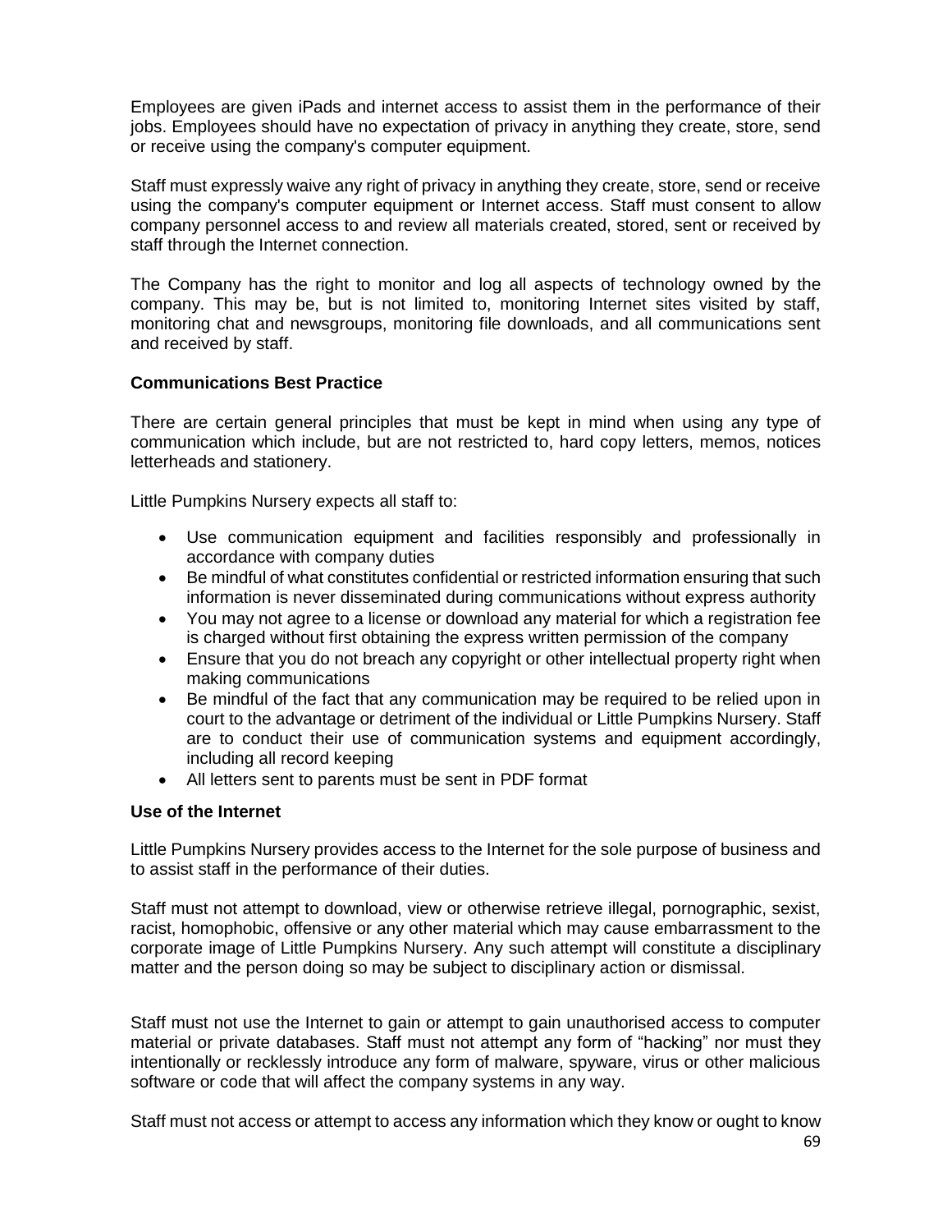Employees are given iPads and internet access to assist them in the performance of their jobs. Employees should have no expectation of privacy in anything they create, store, send or receive using the company's computer equipment.

Staff must expressly waive any right of privacy in anything they create, store, send or receive using the company's computer equipment or Internet access. Staff must consent to allow company personnel access to and review all materials created, stored, sent or received by staff through the Internet connection.

The Company has the right to monitor and log all aspects of technology owned by the company. This may be, but is not limited to, monitoring Internet sites visited by staff, monitoring chat and newsgroups, monitoring file downloads, and all communications sent and received by staff.

**Communications Best Practice**

There are certain general principles that must be kept in mind when using any type of communication which include, but are not restricted to, hard copy letters, memos, notices letterheads and stationery.

Little Pumpkins Nursery expects all staff to:

- Use communication equipment and facilities responsibly and professionally in accordance with company duties
- Be mindful of what constitutes confidential or restricted information ensuring that such information is never disseminated during communications without express authority
- You may not agree to a license or download any material for which a registration fee is charged without first obtaining the express written permission of the company
- Ensure that you do not breach any copyright or other intellectual property right when making communications
- Be mindful of the fact that any communication may be required to be relied upon in court to the advantage or detriment of the individual or Little Pumpkins Nursery. Staff are to conduct their use of communication systems and equipment accordingly, including all record keeping
- All letters sent to parents must be sent in PDF format

**Use of the Internet**

Little Pumpkins Nursery provides access to the Internet for the sole purpose of business and to assist staff in the performance of their duties.

Staff must not attempt to download, view or otherwise retrieve illegal, pornographic, sexist, racist, homophobic, offensive or any other material which may cause embarrassment to the corporate image of Little Pumpkins Nursery. Any such attempt will constitute a disciplinary matter and the person doing so may be subject to disciplinary action or dismissal.

Staff must not use the Internet to gain or attempt to gain unauthorised access to computer material or private databases. Staff must not attempt any form of "hacking" nor must they intentionally or recklessly introduce any form of malware, spyware, virus or other malicious software or code that will affect the company systems in any way.

Staff must not access or attempt to access any information which they know or ought to know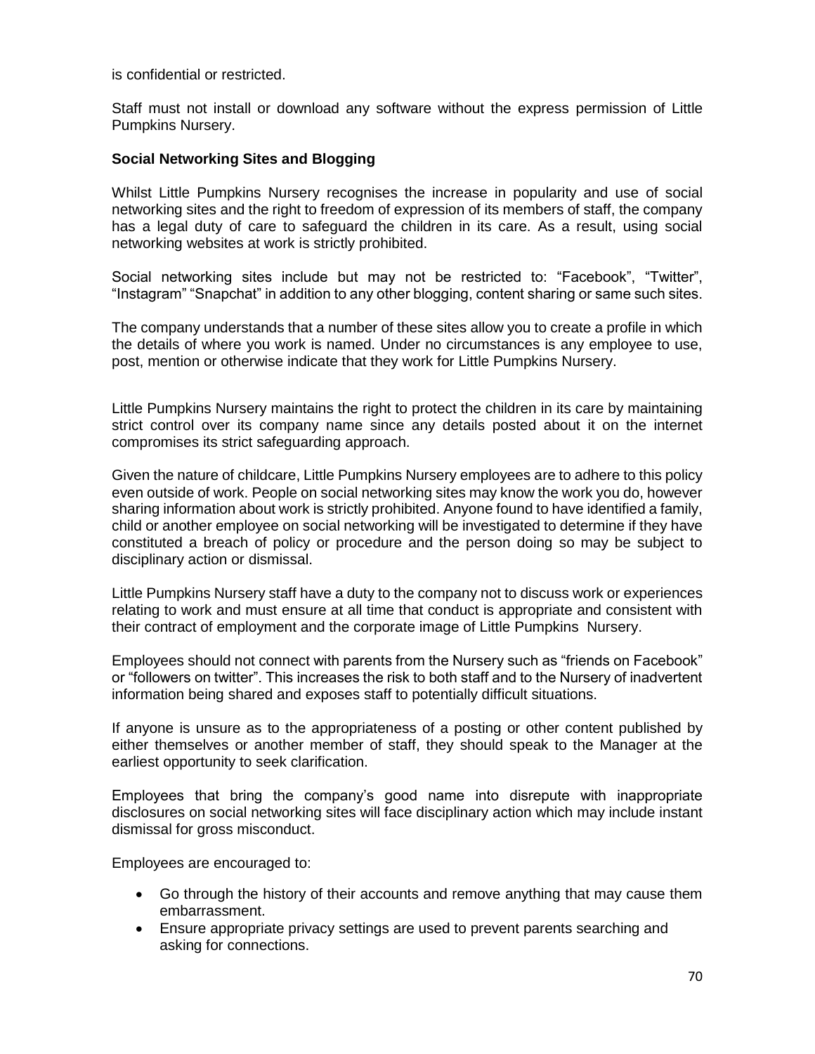is confidential or restricted.

Staff must not install or download any software without the express permission of Little Pumpkins Nursery.

**Social Networking Sites and Blogging**

Whilst Little Pumpkins Nursery recognises the increase in popularity and use of social networking sites and the right to freedom of expression of its members of staff, the company has a legal duty of care to safeguard the children in its care. As a result, using social networking websites at work is strictly prohibited.

Social networking sites include but may not be restricted to: "Facebook", "Twitter", "Instagram" "Snapchat" in addition to any other blogging, content sharing or same such sites.

The company understands that a number of these sites allow you to create a profile in which the details of where you work is named. Under no circumstances is any employee to use, post, mention or otherwise indicate that they work for Little Pumpkins Nursery.

Little Pumpkins Nursery maintains the right to protect the children in its care by maintaining strict control over its company name since any details posted about it on the internet compromises its strict safeguarding approach.

Given the nature of childcare, Little Pumpkins Nursery employees are to adhere to this policy even outside of work. People on social networking sites may know the work you do, however sharing information about work is strictly prohibited. Anyone found to have identified a family, child or another employee on social networking will be investigated to determine if they have constituted a breach of policy or procedure and the person doing so may be subject to disciplinary action or dismissal.

Little Pumpkins Nursery staff have a duty to the company not to discuss work or experiences relating to work and must ensure at all time that conduct is appropriate and consistent with their contract of employment and the corporate image of Little Pumpkins Nursery.

Employees should not connect with parents from the Nursery such as "friends on Facebook" or "followers on twitter". This increases the risk to both staff and to the Nursery of inadvertent information being shared and exposes staff to potentially difficult situations.

If anyone is unsure as to the appropriateness of a posting or other content published by either themselves or another member of staff, they should speak to the Manager at the earliest opportunity to seek clarification.

Employees that bring the company's good name into disrepute with inappropriate disclosures on social networking sites will face disciplinary action which may include instant dismissal for gross misconduct.

Employees are encouraged to:

- Go through the history of their accounts and remove anything that may cause them embarrassment.
- Ensure appropriate privacy settings are used to prevent parents searching and asking for connections.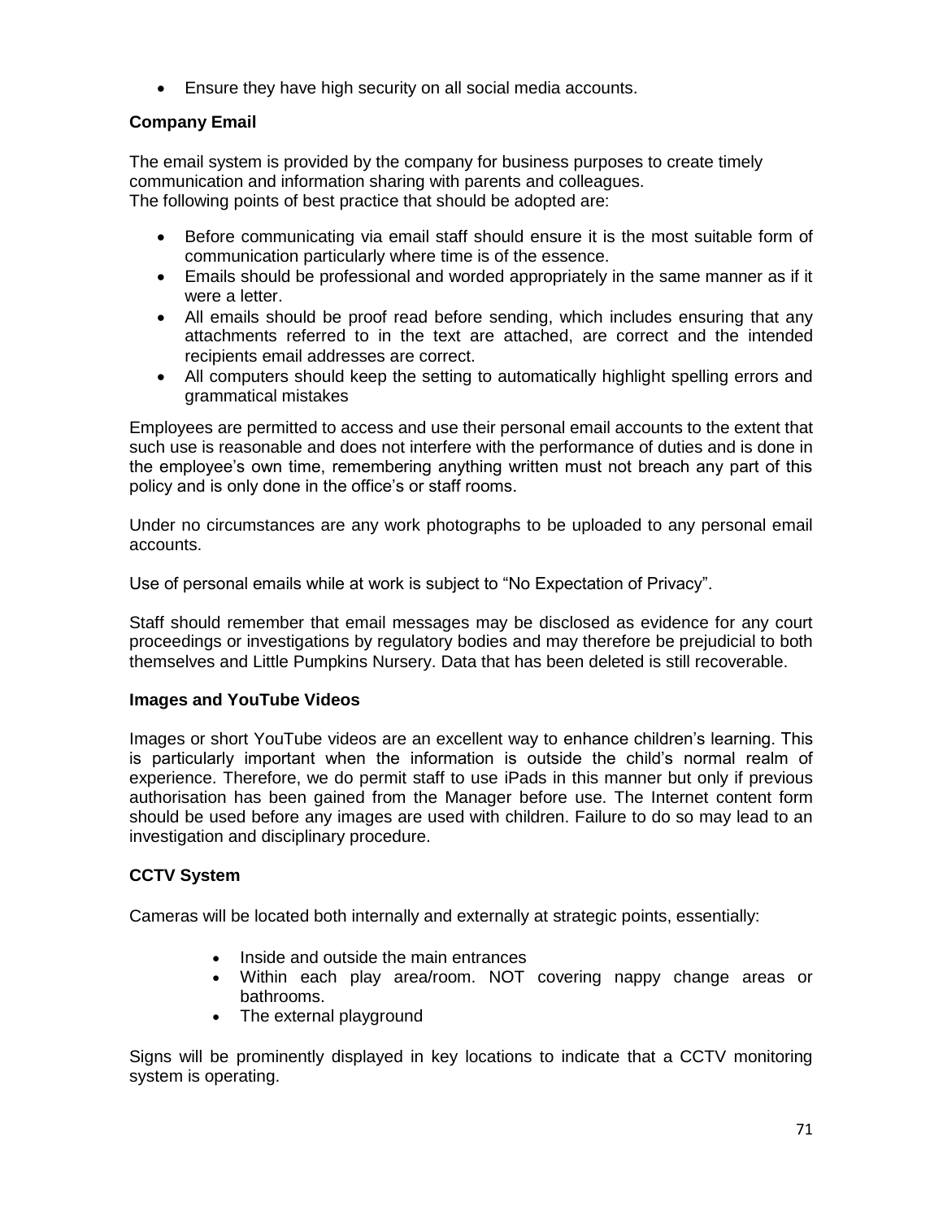- Ensure they have high security on all social media accounts.

**Company Email**

The email system is provided by the company for business purposes to create timely communication and information sharing with parents and colleagues.
The following points of best practice that should be adopted are:

- Before communicating via email staff should ensure it is the most suitable form of communication particularly where time is of the essence.
- Emails should be professional and worded appropriately in the same manner as if it were a letter.
- All emails should be proof read before sending, which includes ensuring that any attachments referred to in the text are attached, are correct and the intended recipients email addresses are correct.
- All computers should keep the setting to automatically highlight spelling errors and grammatical mistakes

Employees are permitted to access and use their personal email accounts to the extent that such use is reasonable and does not interfere with the performance of duties and is done in the employee's own time, remembering anything written must not breach any part of this policy and is only done in the office's or staff rooms.

Under no circumstances are any work photographs to be uploaded to any personal email accounts.

Use of personal emails while at work is subject to "No Expectation of Privacy".

Staff should remember that email messages may be disclosed as evidence for any court proceedings or investigations by regulatory bodies and may therefore be prejudicial to both themselves and Little Pumpkins Nursery. Data that has been deleted is still recoverable.

**Images and YouTube Videos**

Images or short YouTube videos are an excellent way to enhance children's learning. This is particularly important when the information is outside the child's normal realm of experience. Therefore, we do permit staff to use iPads in this manner but only if previous authorisation has been gained from the Manager before use. The Internet content form should be used before any images are used with children. Failure to do so may lead to an investigation and disciplinary procedure.

**CCTV System**

Cameras will be located both internally and externally at strategic points, essentially:

- Inside and outside the main entrances
- Within each play area/room. NOT covering nappy change areas or bathrooms.
- The external playground

Signs will be prominently displayed in key locations to indicate that a CCTV monitoring system is operating.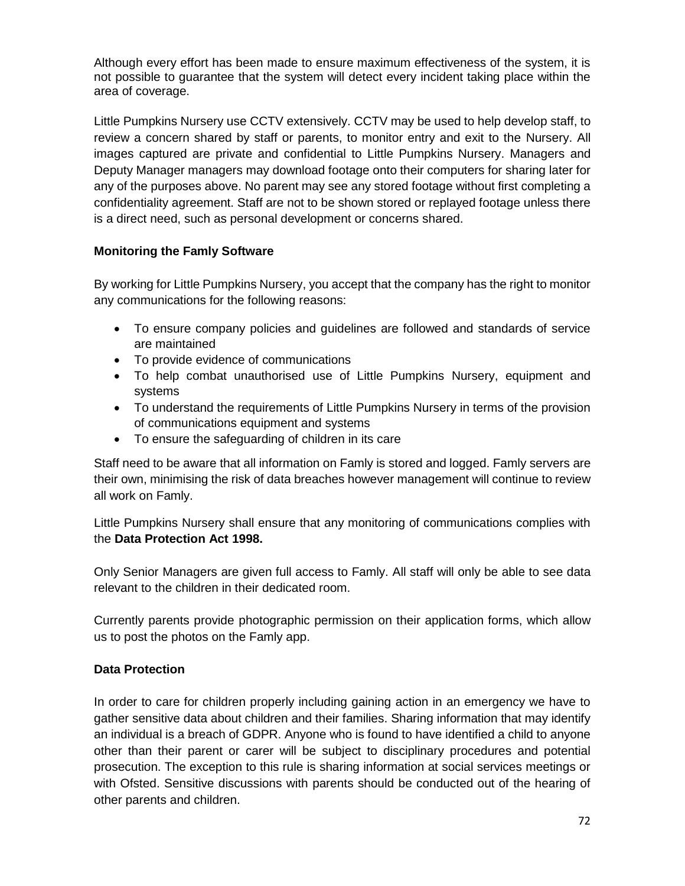Although every effort has been made to ensure maximum effectiveness of the system, it is not possible to guarantee that the system will detect every incident taking place within the area of coverage.

Little Pumpkins Nursery use CCTV extensively. CCTV may be used to help develop staff, to review a concern shared by staff or parents, to monitor entry and exit to the Nursery. All images captured are private and confidential to Little Pumpkins Nursery. Managers and Deputy Manager managers may download footage onto their computers for sharing later for any of the purposes above. No parent may see any stored footage without first completing a confidentiality agreement. Staff are not to be shown stored or replayed footage unless there is a direct need, such as personal development or concerns shared.

**Monitoring the Famly Software**

By working for Little Pumpkins Nursery, you accept that the company has the right to monitor any communications for the following reasons:

- To ensure company policies and guidelines are followed and standards of service are maintained
- To provide evidence of communications
- To help combat unauthorised use of Little Pumpkins Nursery, equipment and systems
- To understand the requirements of Little Pumpkins Nursery in terms of the provision of communications equipment and systems
- To ensure the safeguarding of children in its care

Staff need to be aware that all information on Famly is stored and logged. Famly servers are their own, minimising the risk of data breaches however management will continue to review all work on Famly.

Little Pumpkins Nursery shall ensure that any monitoring of communications complies with the **Data Protection Act 1998.**

Only Senior Managers are given full access to Famly. All staff will only be able to see data relevant to the children in their dedicated room.

Currently parents provide photographic permission on their application forms, which allow us to post the photos on the Famly app.

**Data Protection**

In order to care for children properly including gaining action in an emergency we have to gather sensitive data about children and their families. Sharing information that may identify an individual is a breach of GDPR. Anyone who is found to have identified a child to anyone other than their parent or carer will be subject to disciplinary procedures and potential prosecution. The exception to this rule is sharing information at social services meetings or with Ofsted. Sensitive discussions with parents should be conducted out of the hearing of other parents and children.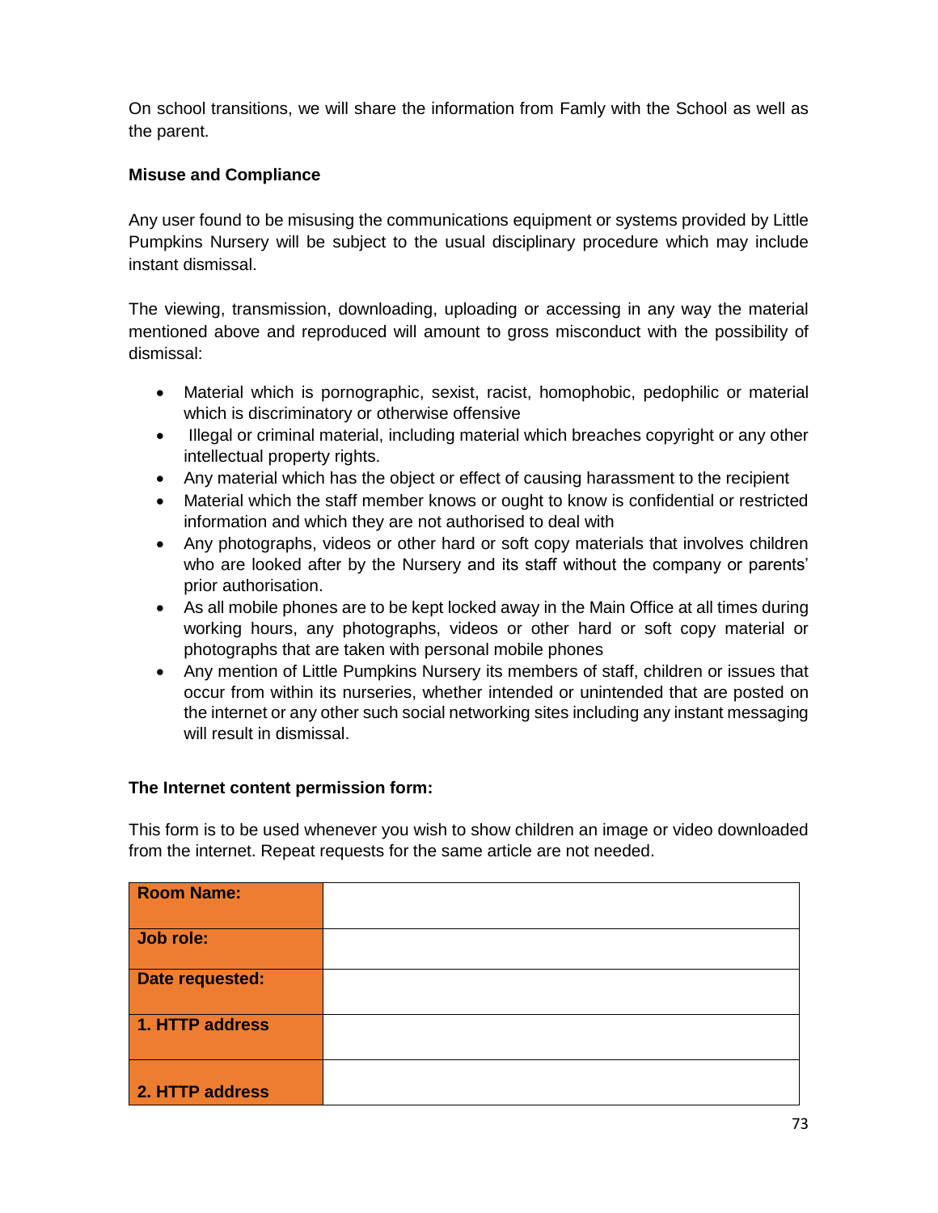On school transitions, we will share the information from Famly with the School as well as the parent.

**Misuse and Compliance**

Any user found to be misusing the communications equipment or systems provided by Little Pumpkins Nursery will be subject to the usual disciplinary procedure which may include instant dismissal.

The viewing, transmission, downloading, uploading or accessing in any way the material mentioned above and reproduced will amount to gross misconduct with the possibility of dismissal:

- Material which is pornographic, sexist, racist, homophobic, pedophilic or material which is discriminatory or otherwise offensive
- Illegal or criminal material, including material which breaches copyright or any other intellectual property rights.
- Any material which has the object or effect of causing harassment to the recipient
- Material which the staff member knows or ought to know is confidential or restricted information and which they are not authorised to deal with
- Any photographs, videos or other hard or soft copy materials that involves children who are looked after by the Nursery and its staff without the company or parents' prior authorisation.
- As all mobile phones are to be kept locked away in the Main Office at all times during working hours, any photographs, videos or other hard or soft copy material or photographs that are taken with personal mobile phones
- Any mention of Little Pumpkins Nursery its members of staff, children or issues that occur from within its nurseries, whether intended or unintended that are posted on the internet or any other such social networking sites including any instant messaging will result in dismissal.

**The Internet content permission form:**

This form is to be used whenever you wish to show children an image or video downloaded from the internet. Repeat requests for the same article are not needed.

| **Room Name:** | |
|---|---|
| **Job role:** | |
| **Date requested:** | |
| **1. HTTP address** | |
| **2. HTTP address** | |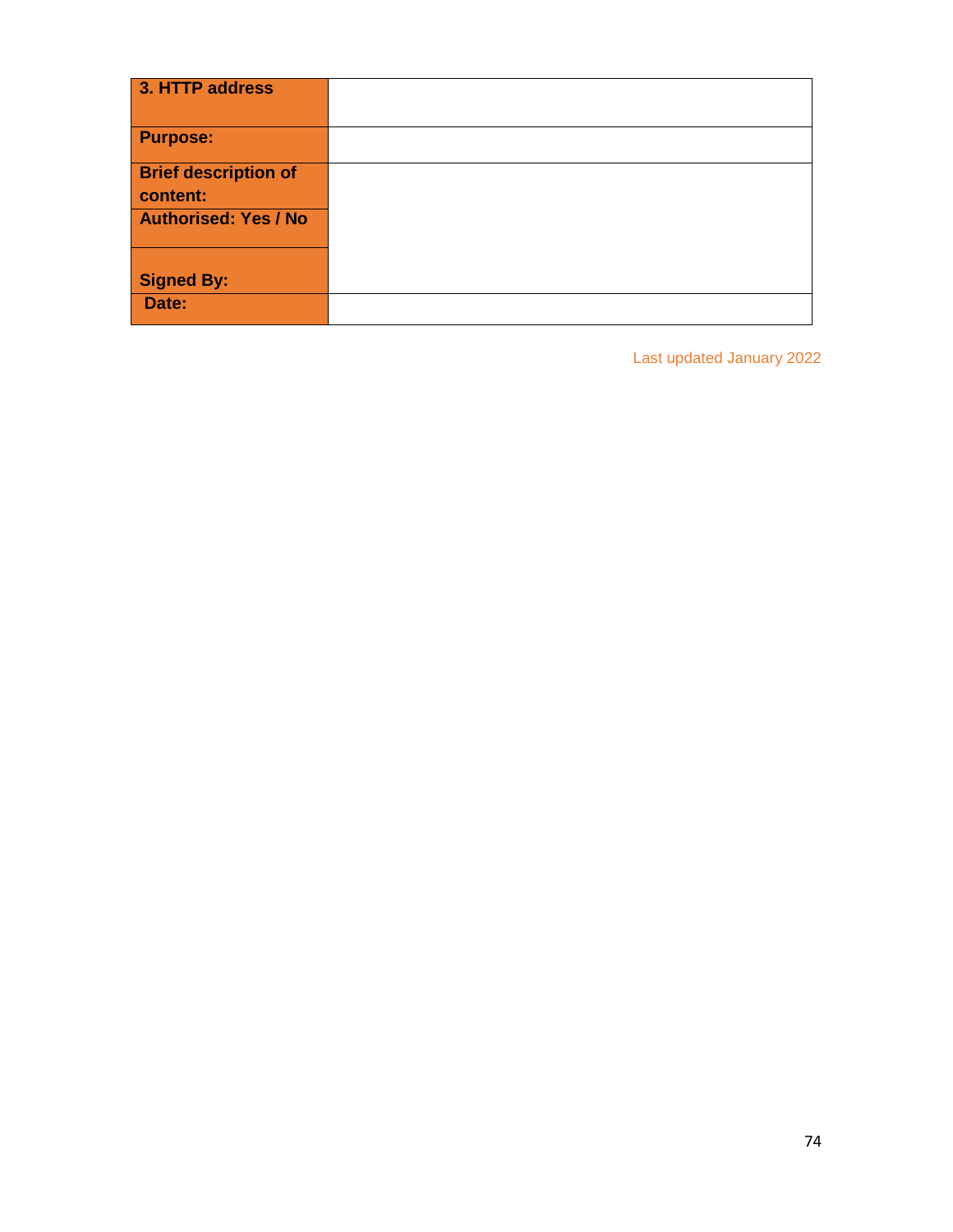| | |
|---|---|
| **3. HTTP address** | |
| **Purpose:** | |
| **Brief description of content:** | |
| **Authorised: Yes / No** | |
| **Signed By:** | |
| **Date:** | |

Last updated January 2022